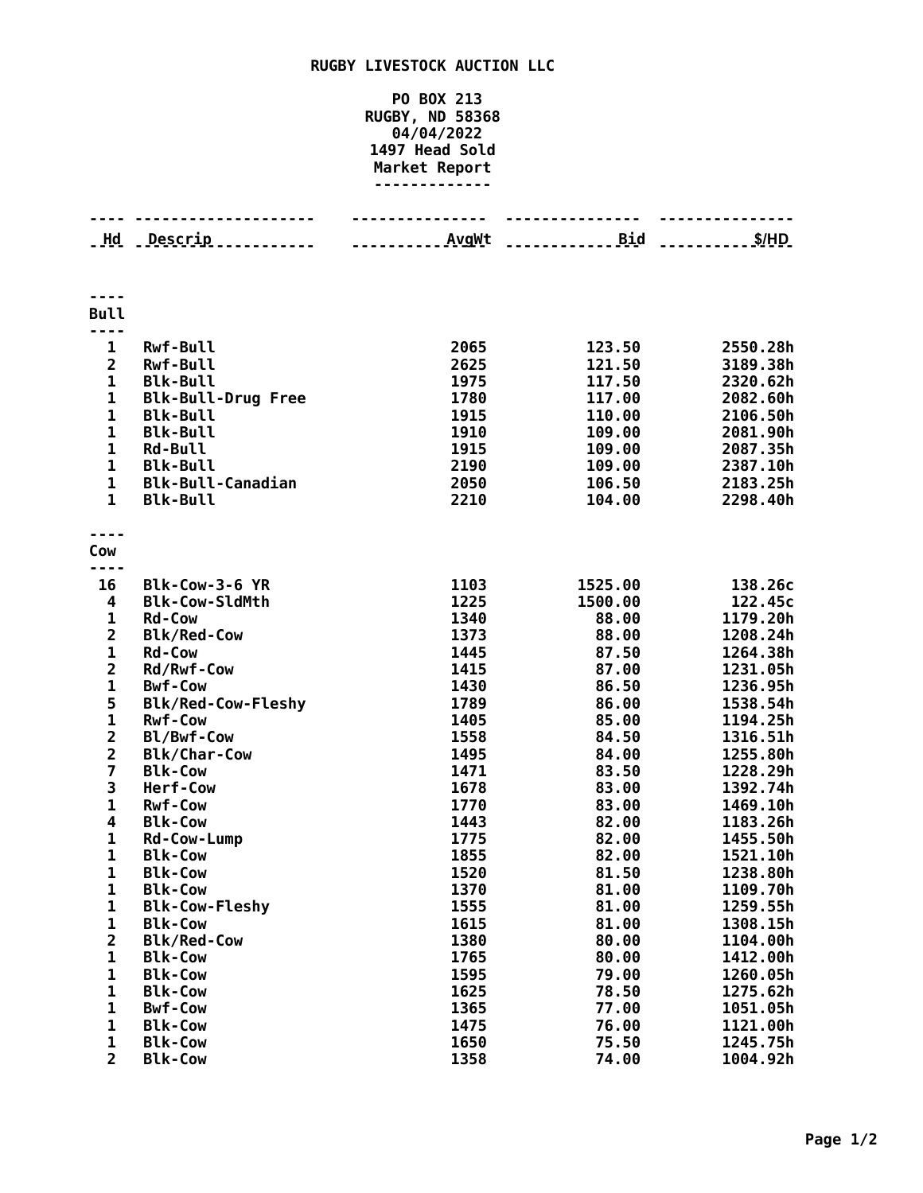**RUGBY LIVESTOCK AUCTION LLC**

**PO BOX 213**
**RUGBY, ND 58368**
**04/04/2022**
**1497 Head Sold**
**Market Report**

| Hd | Descrip | AvgWt | Bid | $/HD |
|---|---|---|---|---|
| **Bull** | | | | |
| 1 | Rwf-Bull | 2065 | 123.50 | 2550.28h |
| 2 | Rwf-Bull | 2625 | 121.50 | 3189.38h |
| 1 | Blk-Bull | 1975 | 117.50 | 2320.62h |
| 1 | Blk-Bull-Drug Free | 1780 | 117.00 | 2082.60h |
| 1 | Blk-Bull | 1915 | 110.00 | 2106.50h |
| 1 | Blk-Bull | 1910 | 109.00 | 2081.90h |
| 1 | Rd-Bull | 1915 | 109.00 | 2087.35h |
| 1 | Blk-Bull | 2190 | 109.00 | 2387.10h |
| 1 | Blk-Bull-Canadian | 2050 | 106.50 | 2183.25h |
| 1 | Blk-Bull | 2210 | 104.00 | 2298.40h |
| **Cow** | | | | |
| 16 | Blk-Cow-3-6 YR | 1103 | 1525.00 | 138.26c |
| 4 | Blk-Cow-SldMth | 1225 | 1500.00 | 122.45c |
| 1 | Rd-Cow | 1340 | 88.00 | 1179.20h |
| 2 | Blk/Red-Cow | 1373 | 88.00 | 1208.24h |
| 1 | Rd-Cow | 1445 | 87.50 | 1264.38h |
| 2 | Rd/Rwf-Cow | 1415 | 87.00 | 1231.05h |
| 1 | Bwf-Cow | 1430 | 86.50 | 1236.95h |
| 5 | Blk/Red-Cow-Fleshy | 1789 | 86.00 | 1538.54h |
| 1 | Rwf-Cow | 1405 | 85.00 | 1194.25h |
| 2 | Bl/Bwf-Cow | 1558 | 84.50 | 1316.51h |
| 2 | Blk/Char-Cow | 1495 | 84.00 | 1255.80h |
| 7 | Blk-Cow | 1471 | 83.50 | 1228.29h |
| 3 | Herf-Cow | 1678 | 83.00 | 1392.74h |
| 1 | Rwf-Cow | 1770 | 83.00 | 1469.10h |
| 4 | Blk-Cow | 1443 | 82.00 | 1183.26h |
| 1 | Rd-Cow-Lump | 1775 | 82.00 | 1455.50h |
| 1 | Blk-Cow | 1855 | 82.00 | 1521.10h |
| 1 | Blk-Cow | 1520 | 81.50 | 1238.80h |
| 1 | Blk-Cow | 1370 | 81.00 | 1109.70h |
| 1 | Blk-Cow-Fleshy | 1555 | 81.00 | 1259.55h |
| 1 | Blk-Cow | 1615 | 81.00 | 1308.15h |
| 2 | Blk/Red-Cow | 1380 | 80.00 | 1104.00h |
| 1 | Blk-Cow | 1765 | 80.00 | 1412.00h |
| 1 | Blk-Cow | 1595 | 79.00 | 1260.05h |
| 1 | Blk-Cow | 1625 | 78.50 | 1275.62h |
| 1 | Bwf-Cow | 1365 | 77.00 | 1051.05h |
| 1 | Blk-Cow | 1475 | 76.00 | 1121.00h |
| 1 | Blk-Cow | 1650 | 75.50 | 1245.75h |
| 2 | Blk-Cow | 1358 | 74.00 | 1004.92h |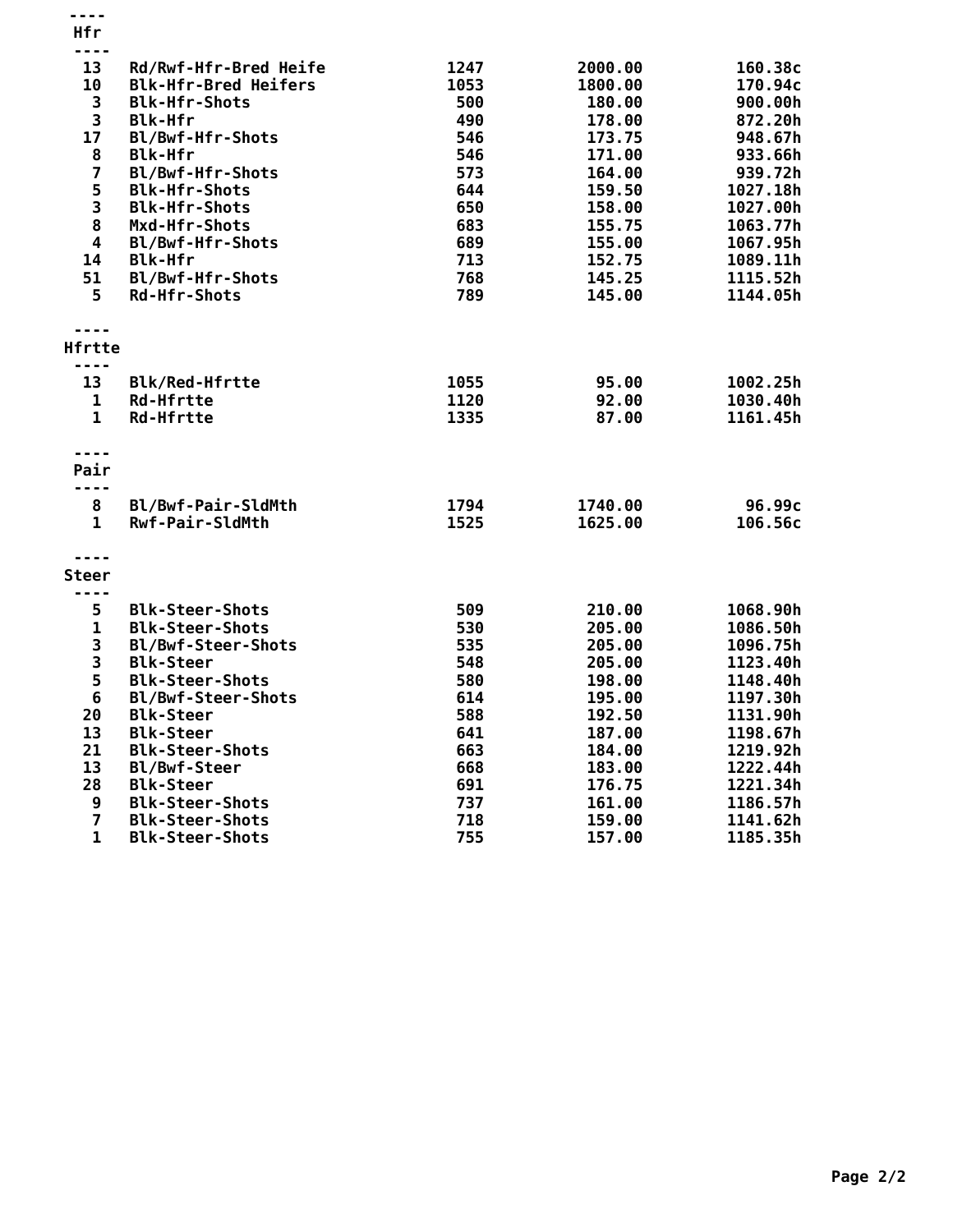## Hfr

| | | | | |
|---|---|---|---|---|
| 13 | Rd/Rwf-Hfr-Bred Heife | 1247 | 2000.00 | 160.38c |
| 10 | Blk-Hfr-Bred Heifers | 1053 | 1800.00 | 170.94c |
| 3 | Blk-Hfr-Shots | 500 | 180.00 | 900.00h |
| 3 | Blk-Hfr | 490 | 178.00 | 872.20h |
| 17 | Bl/Bwf-Hfr-Shots | 546 | 173.75 | 948.67h |
| 8 | Blk-Hfr | 546 | 171.00 | 933.66h |
| 7 | Bl/Bwf-Hfr-Shots | 573 | 164.00 | 939.72h |
| 5 | Blk-Hfr-Shots | 644 | 159.50 | 1027.18h |
| 3 | Blk-Hfr-Shots | 650 | 158.00 | 1027.00h |
| 8 | Mxd-Hfr-Shots | 683 | 155.75 | 1063.77h |
| 4 | Bl/Bwf-Hfr-Shots | 689 | 155.00 | 1067.95h |
| 14 | Blk-Hfr | 713 | 152.75 | 1089.11h |
| 51 | Bl/Bwf-Hfr-Shots | 768 | 145.25 | 1115.52h |
| 5 | Rd-Hfr-Shots | 789 | 145.00 | 1144.05h |

## Hfrtte

| | | | | |
|---|---|---|---|---|
| 13 | Blk/Red-Hfrtte | 1055 | 95.00 | 1002.25h |
| 1 | Rd-Hfrtte | 1120 | 92.00 | 1030.40h |
| 1 | Rd-Hfrtte | 1335 | 87.00 | 1161.45h |

## Pair

| | | | | |
|---|---|---|---|---|
| 8 | Bl/Bwf-Pair-SldMth | 1794 | 1740.00 | 96.99c |
| 1 | Rwf-Pair-SldMth | 1525 | 1625.00 | 106.56c |

## Steer

| | | | | |
|---|---|---|---|---|
| 5 | Blk-Steer-Shots | 509 | 210.00 | 1068.90h |
| 1 | Blk-Steer-Shots | 530 | 205.00 | 1086.50h |
| 3 | Bl/Bwf-Steer-Shots | 535 | 205.00 | 1096.75h |
| 3 | Blk-Steer | 548 | 205.00 | 1123.40h |
| 5 | Blk-Steer-Shots | 580 | 198.00 | 1148.40h |
| 6 | Bl/Bwf-Steer-Shots | 614 | 195.00 | 1197.30h |
| 20 | Blk-Steer | 588 | 192.50 | 1131.90h |
| 13 | Blk-Steer | 641 | 187.00 | 1198.67h |
| 21 | Blk-Steer-Shots | 663 | 184.00 | 1219.92h |
| 13 | Bl/Bwf-Steer | 668 | 183.00 | 1222.44h |
| 28 | Blk-Steer | 691 | 176.75 | 1221.34h |
| 9 | Blk-Steer-Shots | 737 | 161.00 | 1186.57h |
| 7 | Blk-Steer-Shots | 718 | 159.00 | 1141.62h |
| 1 | Blk-Steer-Shots | 755 | 157.00 | 1185.35h |